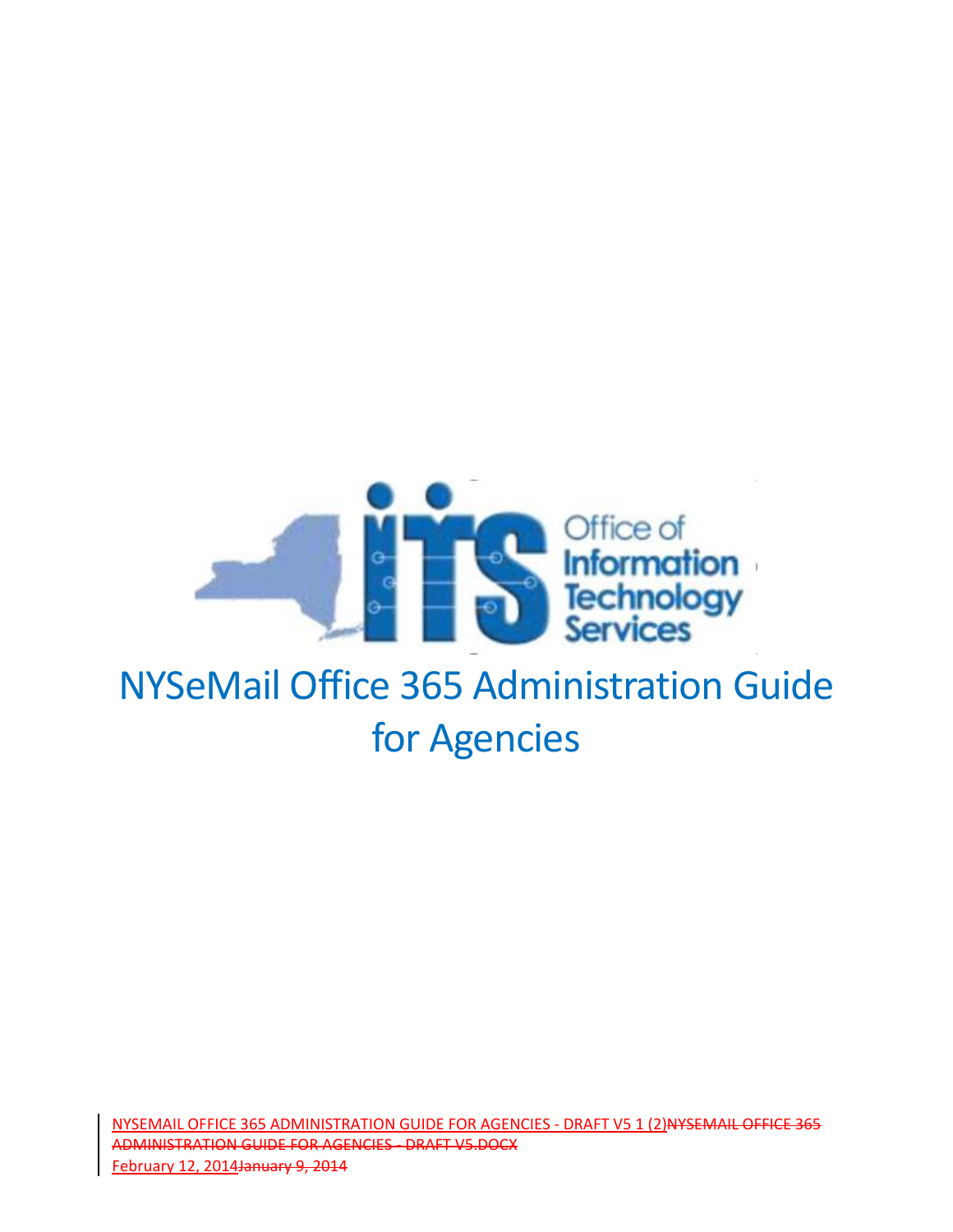Office of Information Technology Services

# NYSeMail Office 365 Administration Guide for Agencies

NYSEMAIL OFFICE 365 ADMINISTRATION GUIDE FOR AGENCIES - DRAFT V5 1 (2)~~NYSEMAIL OFFICE 365 ADMINISTRATION GUIDE FOR AGENCIES - DRAFT V5.DOCX~~

February 12, 2014~~January 9, 2014~~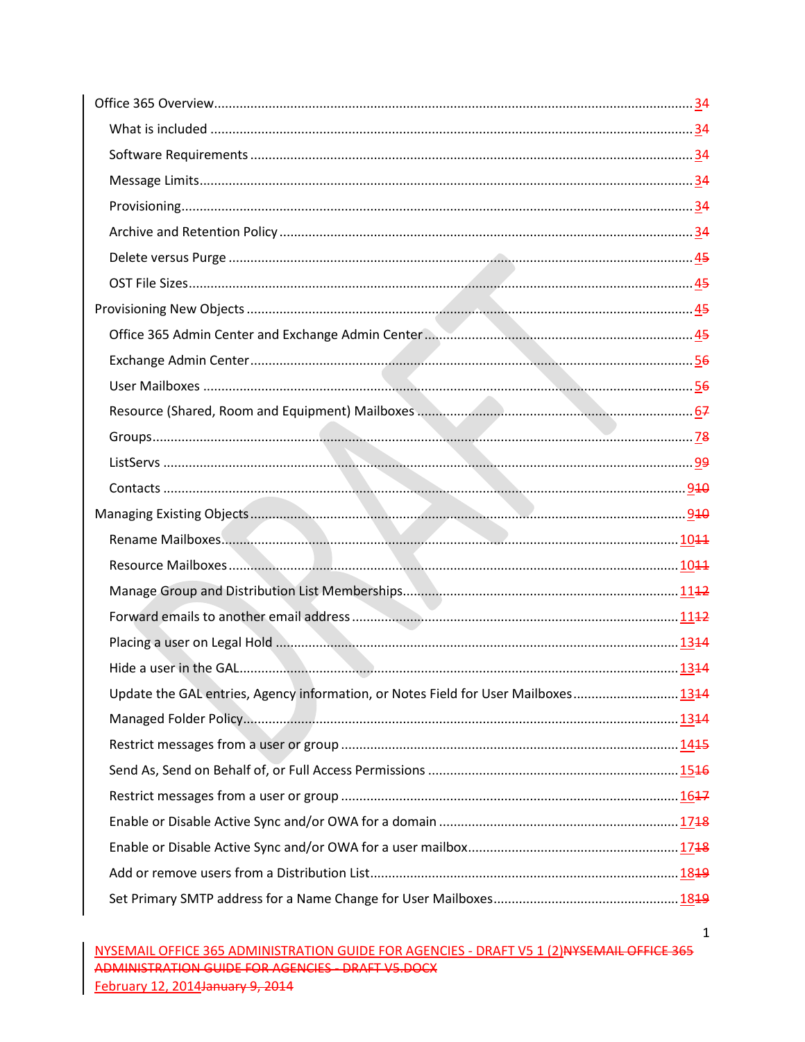Office 365 Overview....................................................................................................................................34

What is included ........................................................................................................................................34

Software Requirements ..............................................................................................................................34

Message Limits............................................................................................................................................34

Provisioning.................................................................................................................................................34

Archive and Retention Policy .....................................................................................................................34

Delete versus Purge ...................................................................................................................................45

OST File Sizes...............................................................................................................................................45

Provisioning New Objects ..............................................................................................................................45

Office 365 Admin Center and Exchange Admin Center ...............................................................................45

Exchange Admin Center..............................................................................................................................56

User Mailboxes ...........................................................................................................................................56

Resource (Shared, Room and Equipment) Mailboxes ................................................................................67

Groups.........................................................................................................................................................78

ListServs .....................................................................................................................................................99

Contacts ....................................................................................................................................................910

Managing Existing Objects...........................................................................................................................910

Rename Mailboxes...................................................................................................................................1011

Resource Mailboxes.................................................................................................................................1011

Manage Group and Distribution List Memberships.................................................................................1112

Forward emails to another email address ...............................................................................................1112

Placing a user on Legal Hold ....................................................................................................................1314

Hide a user in the GAL..............................................................................................................................1314

Update the GAL entries, Agency information, or Notes Field for User Mailboxes...................................1314

Managed Folder Policy.............................................................................................................................1314

Restrict messages from a user or group ..................................................................................................1415

Send As, Send on Behalf of, or Full Access Permissions ...........................................................................1516

Restrict messages from a user or group ..................................................................................................1617

Enable or Disable Active Sync and/or OWA for a domain ........................................................................1718

Enable or Disable Active Sync and/or OWA for a user mailbox................................................................1718

Add or remove users from a Distribution List..........................................................................................1819

Set Primary SMTP address for a Name Change for User Mailboxes.........................................................1819

NYSEMAIL OFFICE 365 ADMINISTRATION GUIDE FOR AGENCIES - DRAFT V5 1 (2)NYSEMAIL OFFICE 365 ADMINISTRATION GUIDE FOR AGENCIES - DRAFT V5.DOCX
February 12, 2014January 9, 2014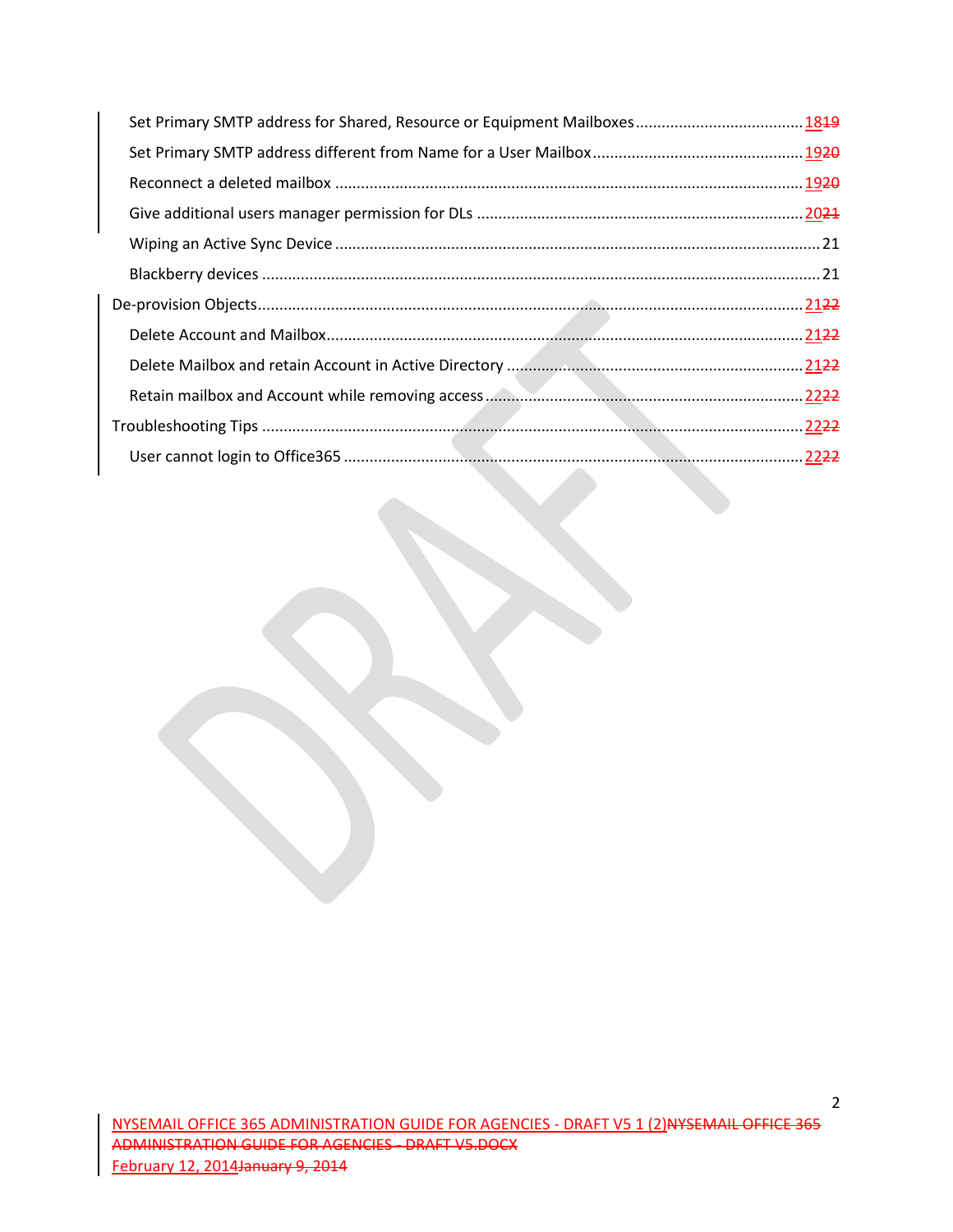Set Primary SMTP address for Shared, Resource or Equipment Mailboxes ....................................... 1819

Set Primary SMTP address different from Name for a User Mailbox ................................................ 1920

Reconnect a deleted mailbox ........................................................................................................ 1920

Give additional users manager permission for DLs ........................................................................ 2021

Wiping an Active Sync Device .......................................................................................................... 21

Blackberry devices .......................................................................................................................... 21

De-provision Objects ........................................................................................................................ 2122

Delete Account and Mailbox ............................................................................................................ 2122

Delete Mailbox and retain Account in Active Directory ................................................................... 2122

Retain mailbox and Account while removing access ....................................................................... 2222

Troubleshooting Tips ........................................................................................................................ 2222

User cannot login to Office365 ......................................................................................................... 2222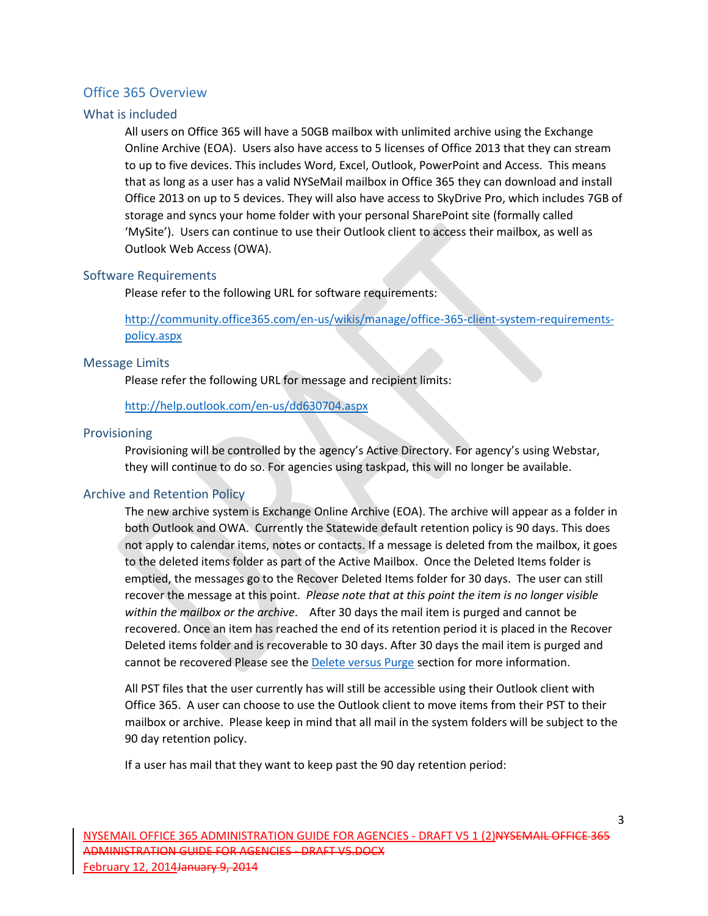# Office 365 Overview

## What is included

All users on Office 365 will have a 50GB mailbox with unlimited archive using the Exchange Online Archive (EOA). Users also have access to 5 licenses of Office 2013 that they can stream to up to five devices. This includes Word, Excel, Outlook, PowerPoint and Access. This means that as long as a user has a valid NYSeMail mailbox in Office 365 they can download and install Office 2013 on up to 5 devices. They will also have access to SkyDrive Pro, which includes 7GB of storage and syncs your home folder with your personal SharePoint site (formally called 'MySite'). Users can continue to use their Outlook client to access their mailbox, as well as Outlook Web Access (OWA).

## Software Requirements

Please refer to the following URL for software requirements:

[http://community.office365.com/en-us/wikis/manage/office-365-client-system-requirements-policy.aspx](http://community.office365.com/en-us/wikis/manage/office-365-client-system-requirements-policy.aspx)

## Message Limits

Please refer the following URL for message and recipient limits:

[http://help.outlook.com/en-us/dd630704.aspx](http://help.outlook.com/en-us/dd630704.aspx)

## Provisioning

Provisioning will be controlled by the agency's Active Directory. For agency's using Webstar, they will continue to do so. For agencies using taskpad, this will no longer be available.

## Archive and Retention Policy

The new archive system is Exchange Online Archive (EOA). The archive will appear as a folder in both Outlook and OWA. Currently the Statewide default retention policy is 90 days. This does not apply to calendar items, notes or contacts. If a message is deleted from the mailbox, it goes to the deleted items folder as part of the Active Mailbox. Once the Deleted Items folder is emptied, the messages go to the Recover Deleted Items folder for 30 days. The user can still recover the message at this point. *Please note that at this point the item is no longer visible within the mailbox or the archive*. After 30 days the mail item is purged and cannot be recovered. Once an item has reached the end of its retention period it is placed in the Recover Deleted items folder and is recoverable to 30 days. After 30 days the mail item is purged and cannot be recovered Please see the Delete versus Purge section for more information.

All PST files that the user currently has will still be accessible using their Outlook client with Office 365. A user can choose to use the Outlook client to move items from their PST to their mailbox or archive. Please keep in mind that all mail in the system folders will be subject to the 90 day retention policy.

If a user has mail that they want to keep past the 90 day retention period: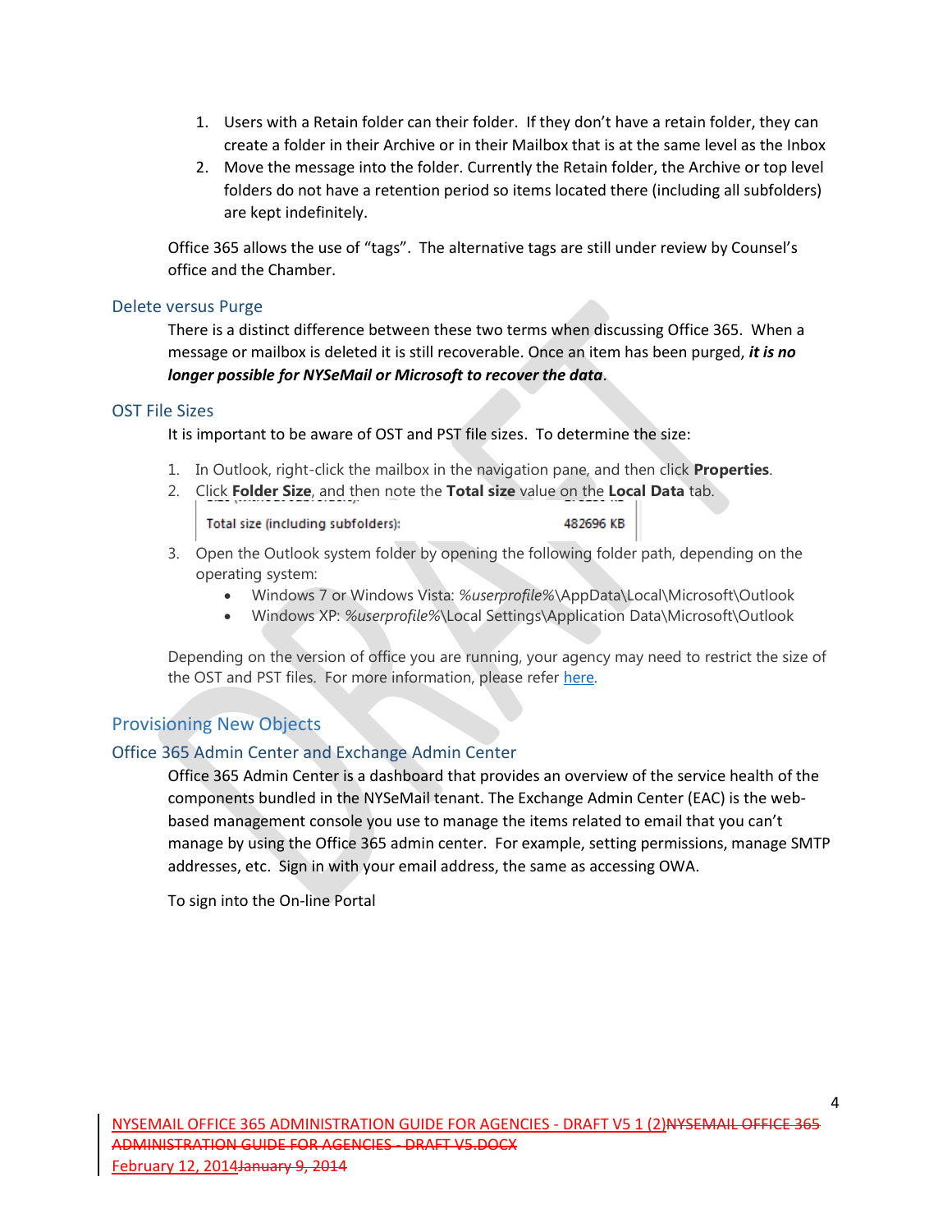1. Users with a Retain folder can their folder. If they don't have a retain folder, they can create a folder in their Archive or in their Mailbox that is at the same level as the Inbox
2. Move the message into the folder. Currently the Retain folder, the Archive or top level folders do not have a retention period so items located there (including all subfolders) are kept indefinitely.

Office 365 allows the use of "tags". The alternative tags are still under review by Counsel's office and the Chamber.

### Delete versus Purge

There is a distinct difference between these two terms when discussing Office 365. When a message or mailbox is deleted it is still recoverable. Once an item has been purged, ***it is no longer possible for NYSeMail or Microsoft to recover the data***.

### OST File Sizes

It is important to be aware of OST and PST file sizes. To determine the size:

1. In Outlook, right-click the mailbox in the navigation pane, and then click **Properties**.
2. Click **Folder Size**, and then note the **Total size** value on the **Local Data** tab.

   Total size (including subfolders): 482696 KB

3. Open the Outlook system folder by opening the following folder path, depending on the operating system:
   - Windows 7 or Windows Vista: *%userprofile%*\AppData\Local\Microsoft\Outlook
   - Windows XP: *%userprofile%*\Local Settings\Application Data\Microsoft\Outlook

Depending on the version of office you are running, your agency may need to restrict the size of the OST and PST files. For more information, please refer here.

## Provisioning New Objects

### Office 365 Admin Center and Exchange Admin Center

Office 365 Admin Center is a dashboard that provides an overview of the service health of the components bundled in the NYSeMail tenant. The Exchange Admin Center (EAC) is the web-based management console you use to manage the items related to email that you can't manage by using the Office 365 admin center. For example, setting permissions, manage SMTP addresses, etc. Sign in with your email address, the same as accessing OWA.

To sign into the On-line Portal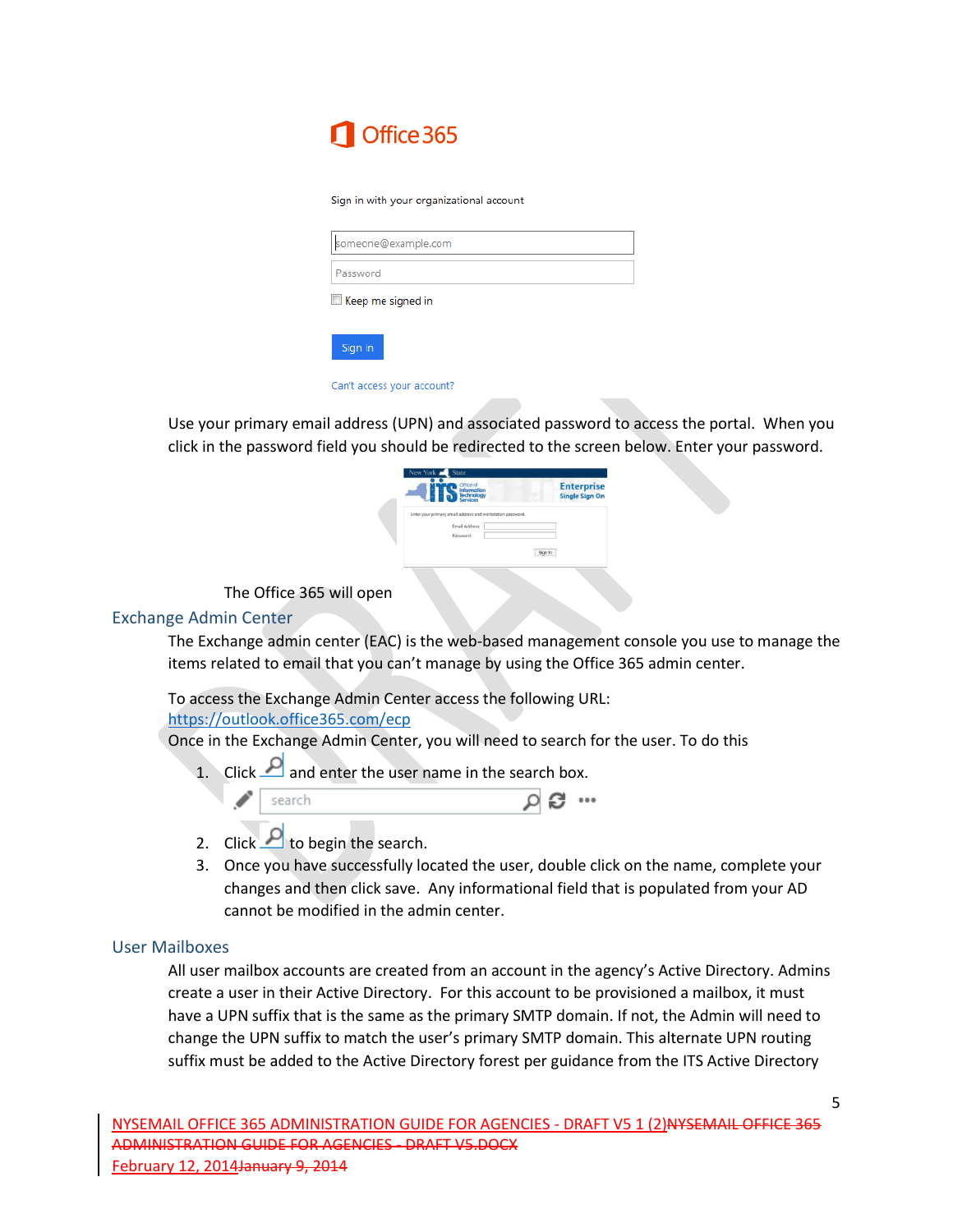Office 365

Sign in with your organizational account

someone@example.com

Password

Keep me signed in

Sign in

Can't access your account?

Use your primary email address (UPN) and associated password to access the portal. When you click in the password field you should be redirected to the screen below. Enter your password.

The Office 365 will open

## Exchange Admin Center

The Exchange admin center (EAC) is the web-based management console you use to manage the items related to email that you can't manage by using the Office 365 admin center.

To access the Exchange Admin Center access the following URL:
https://outlook.office365.com/ecp
Once in the Exchange Admin Center, you will need to search for the user. To do this

1. Click and enter the user name in the search box.

2. Click to begin the search.
3. Once you have successfully located the user, double click on the name, complete your changes and then click save. Any informational field that is populated from your AD cannot be modified in the admin center.

## User Mailboxes

All user mailbox accounts are created from an account in the agency's Active Directory. Admins create a user in their Active Directory. For this account to be provisioned a mailbox, it must have a UPN suffix that is the same as the primary SMTP domain. If not, the Admin will need to change the UPN suffix to match the user's primary SMTP domain. This alternate UPN routing suffix must be added to the Active Directory forest per guidance from the ITS Active Directory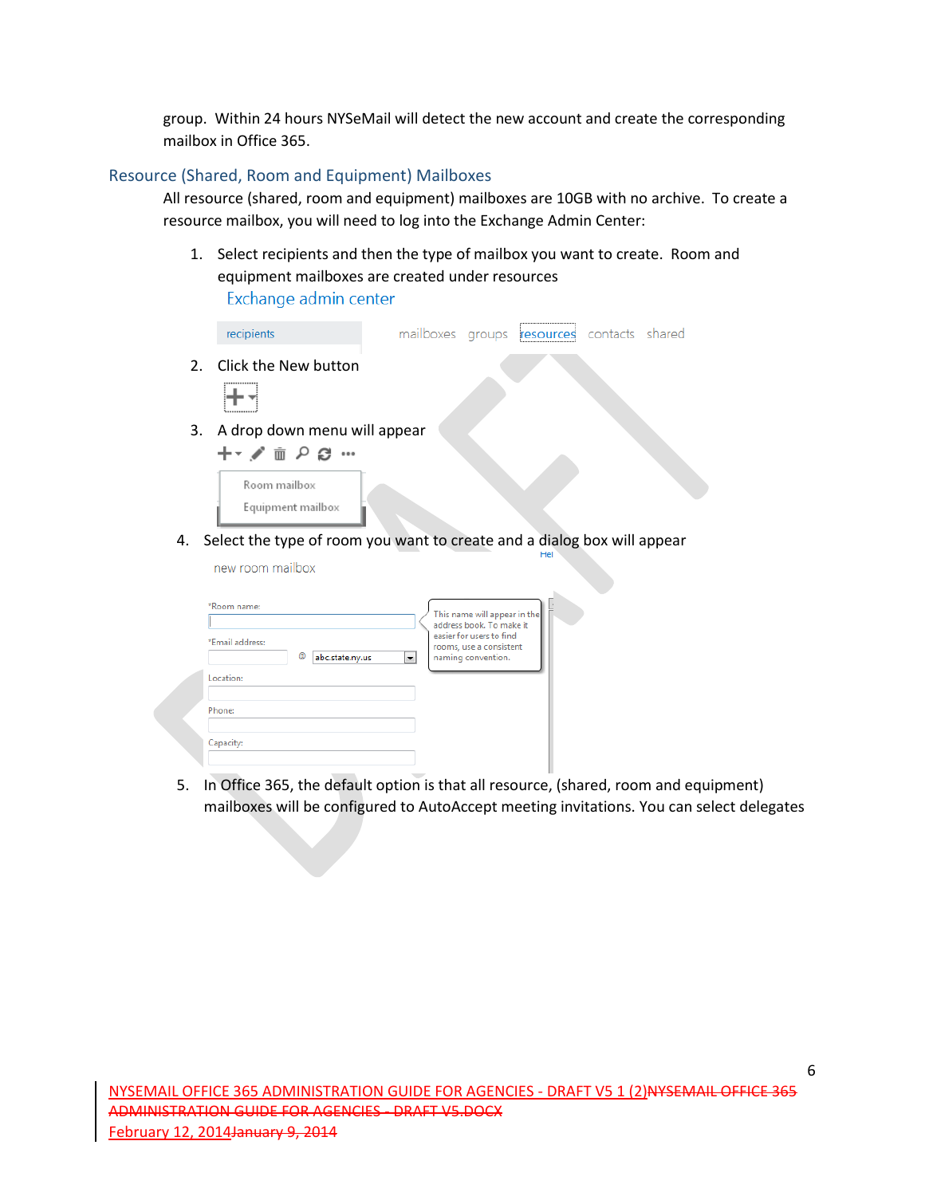group. Within 24 hours NYSeMail will detect the new account and create the corresponding mailbox in Office 365.

## Resource (Shared, Room and Equipment) Mailboxes

All resource (shared, room and equipment) mailboxes are 10GB with no archive. To create a resource mailbox, you will need to log into the Exchange Admin Center:

1. Select recipients and then the type of mailbox you want to create. Room and equipment mailboxes are created under resources

   Exchange admin center

   recipients | mailboxes groups resources contacts shared

2. Click the New button

3. A drop down menu will appear

   Room mailbox

   Equipment mailbox

4. Select the type of room you want to create and a dialog box will appear

   new room mailbox

   *Room name:

   *Email address: @ abc.state.ny.us

   Location:

   Phone:

   Capacity:

   This name will appear in the address book. To make it easier for users to find rooms, use a consistent naming convention.

5. In Office 365, the default option is that all resource, (shared, room and equipment) mailboxes will be configured to AutoAccept meeting invitations. You can select delegates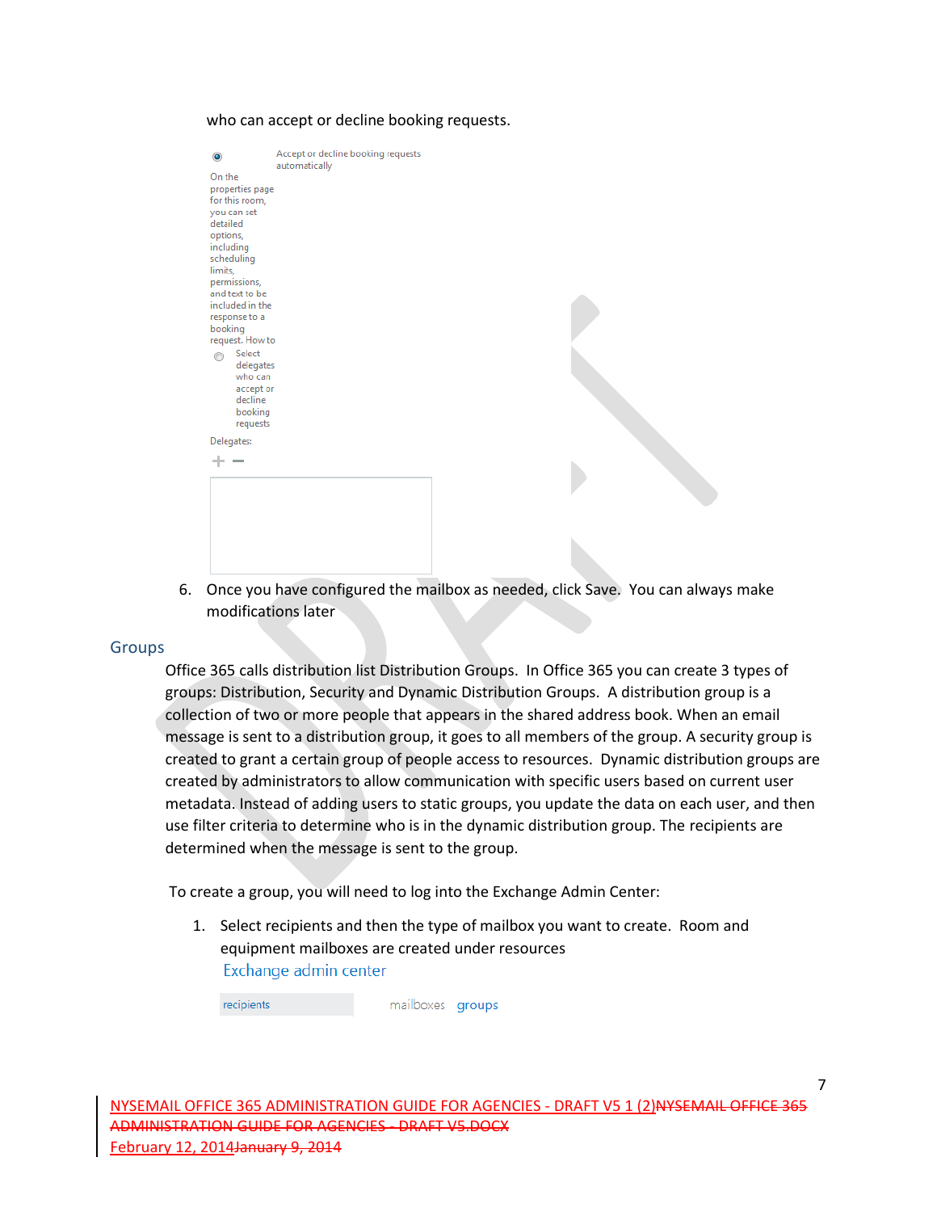who can accept or decline booking requests.

Accept or decline booking requests automatically

On the properties page for this room, you can set detailed options, including scheduling limits, permissions, and text to be included in the response to a booking request. How to

Select delegates who can accept or decline booking requests

Delegates:

6. Once you have configured the mailbox as needed, click Save. You can always make modifications later

## Groups

Office 365 calls distribution list Distribution Groups. In Office 365 you can create 3 types of groups: Distribution, Security and Dynamic Distribution Groups. A distribution group is a collection of two or more people that appears in the shared address book. When an email message is sent to a distribution group, it goes to all members of the group. A security group is created to grant a certain group of people access to resources. Dynamic distribution groups are created by administrators to allow communication with specific users based on current user metadata. Instead of adding users to static groups, you update the data on each user, and then use filter criteria to determine who is in the dynamic distribution group. The recipients are determined when the message is sent to the group.

To create a group, you will need to log into the Exchange Admin Center:

1. Select recipients and then the type of mailbox you want to create. Room and equipment mailboxes are created under resources

   Exchange admin center

   recipients    mailboxes  groups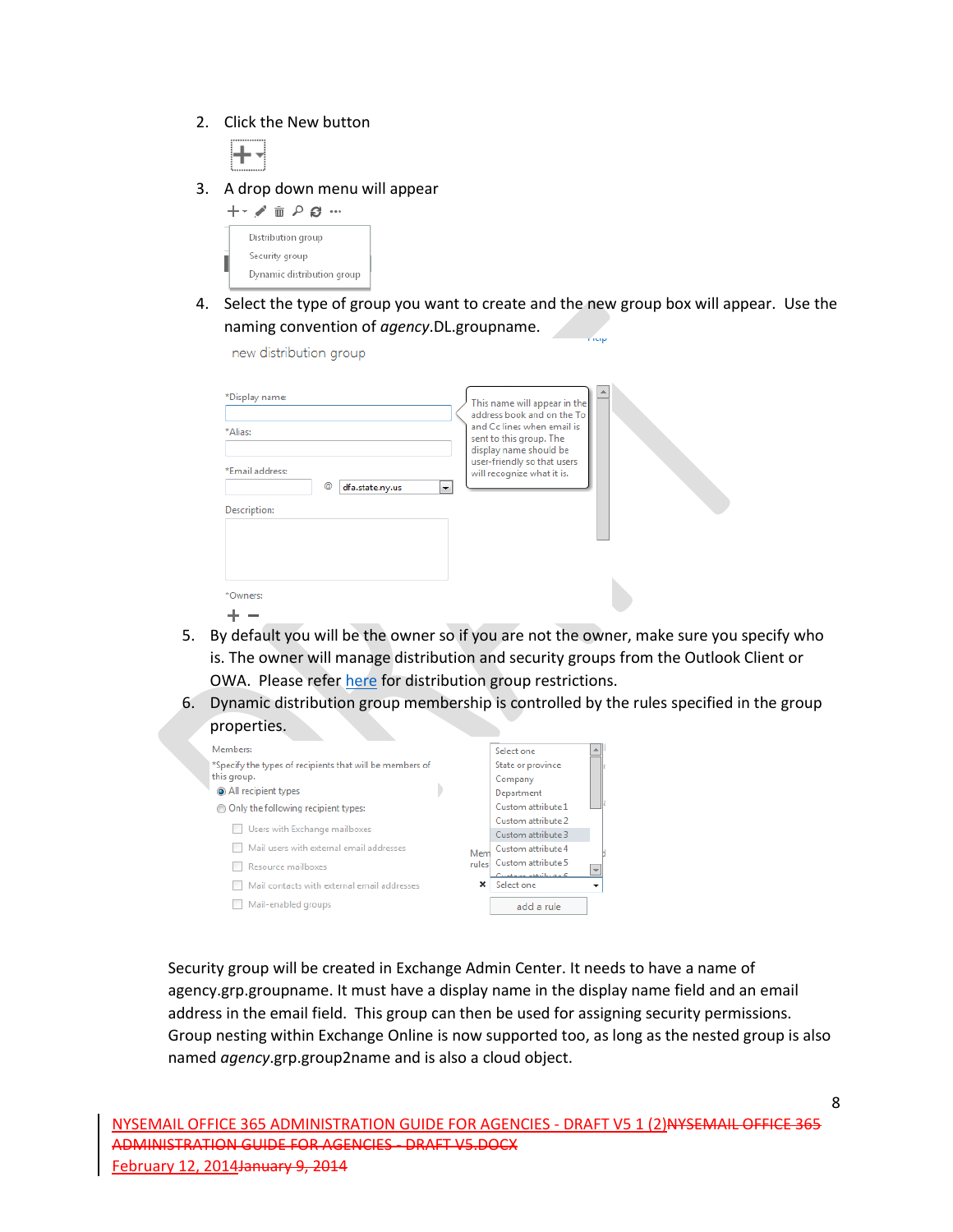2. Click the New button

3. A drop down menu will appear

4. Select the type of group you want to create and the new group box will appear. Use the naming convention of *agency*.DL.groupname.

5. By default you will be the owner so if you are not the owner, make sure you specify who is. The owner will manage distribution and security groups from the Outlook Client or OWA. Please refer here for distribution group restrictions.

6. Dynamic distribution group membership is controlled by the rules specified in the group properties.

Security group will be created in Exchange Admin Center. It needs to have a name of agency.grp.groupname. It must have a display name in the display name field and an email address in the email field. This group can then be used for assigning security permissions. Group nesting within Exchange Online is now supported too, as long as the nested group is also named *agency*.grp.group2name and is also a cloud object.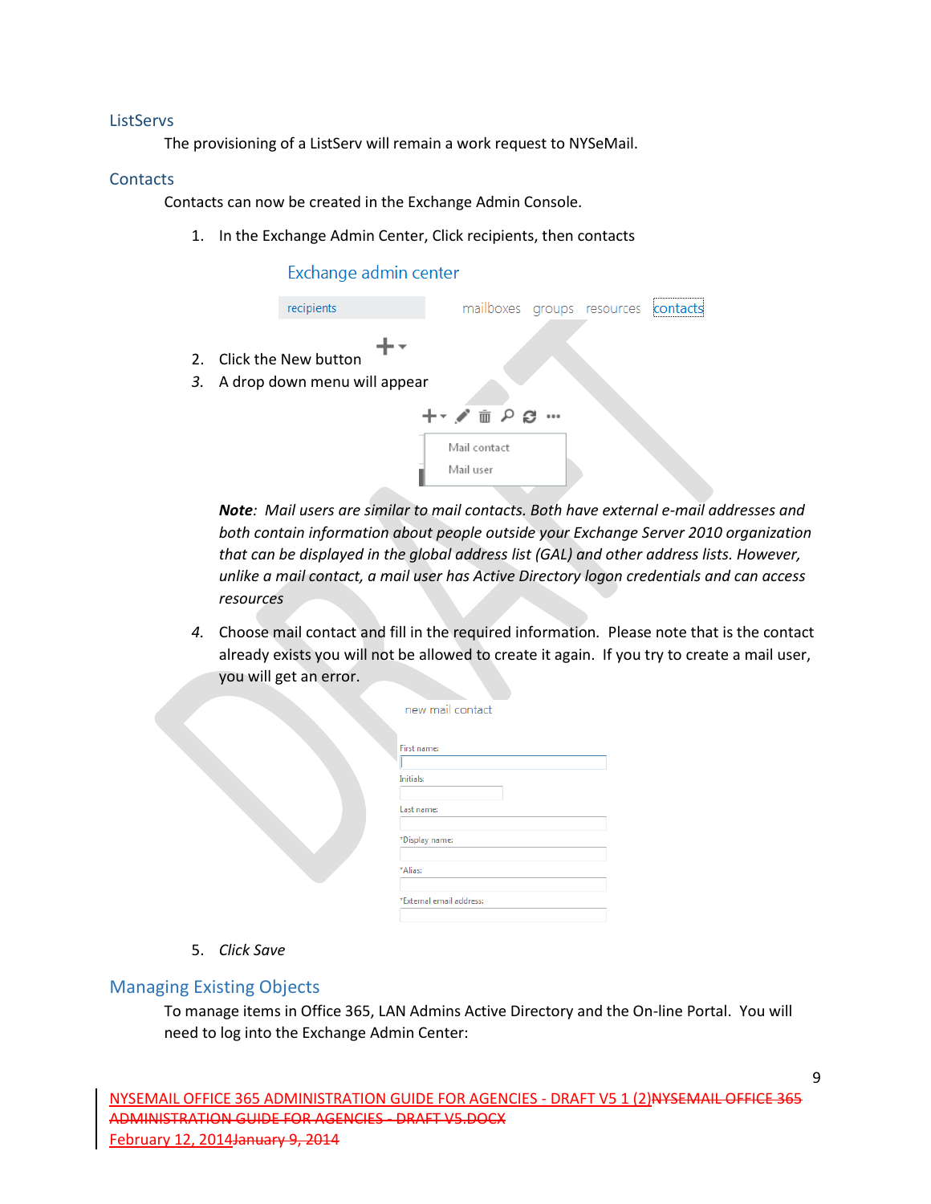## ListServs

The provisioning of a ListServ will remain a work request to NYSeMail.

## Contacts

Contacts can now be created in the Exchange Admin Console.

1. In the Exchange Admin Center, Click recipients, then contacts

   Exchange admin center

   recipients — mailboxes groups resources contacts

2. Click the New button
3. *A drop down menu will appear*

   Mail contact
   Mail user

   ***Note****: Mail users are similar to mail contacts. Both have external e-mail addresses and both contain information about people outside your Exchange Server 2010 organization that can be displayed in the global address list (GAL) and other address lists. However, unlike a mail contact, a mail user has Active Directory logon credentials and can access resources*

4. Choose mail contact and fill in the required information. Please note that is the contact already exists you will not be allowed to create it again. If you try to create a mail user, you will get an error.

   new mail contact

   First name:
   Initials:
   Last name:
   *Display name:
   *Alias:
   *External email address:

5. *Click Save*

## Managing Existing Objects

To manage items in Office 365, LAN Admins Active Directory and the On-line Portal. You will need to log into the Exchange Admin Center: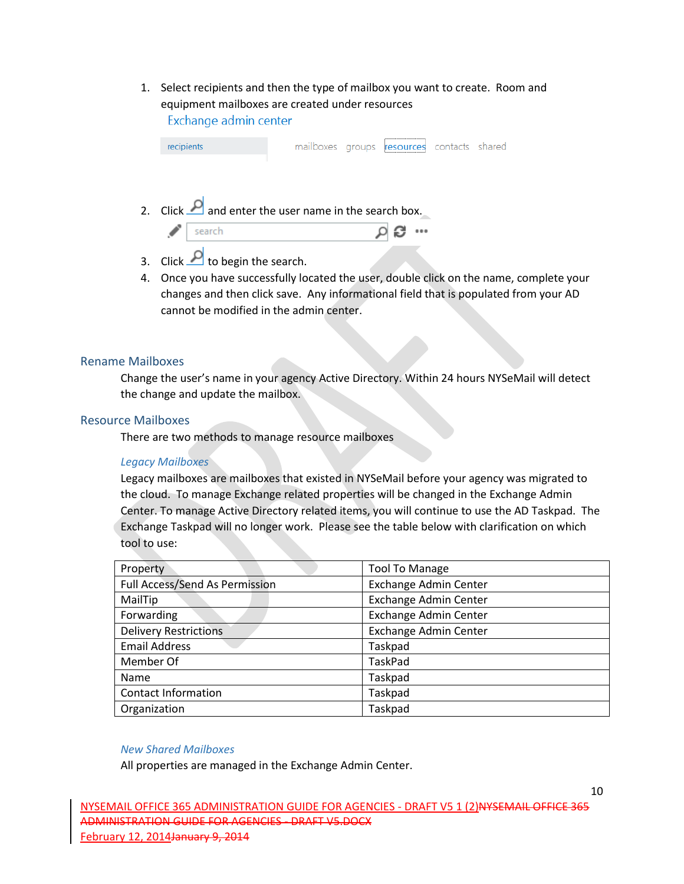1. Select recipients and then the type of mailbox you want to create. Room and equipment mailboxes are created under resources

   Exchange admin center

   recipients | mailboxes groups resources contacts shared

2. Click and enter the user name in the search box.

   search

3. Click to begin the search.
4. Once you have successfully located the user, double click on the name, complete your changes and then click save. Any informational field that is populated from your AD cannot be modified in the admin center.

## Rename Mailboxes

Change the user's name in your agency Active Directory. Within 24 hours NYSeMail will detect the change and update the mailbox.

## Resource Mailboxes

There are two methods to manage resource mailboxes

### *Legacy Mailboxes*

Legacy mailboxes are mailboxes that existed in NYSeMail before your agency was migrated to the cloud. To manage Exchange related properties will be changed in the Exchange Admin Center. To manage Active Directory related items, you will continue to use the AD Taskpad. The Exchange Taskpad will no longer work. Please see the table below with clarification on which tool to use:

| Property | Tool To Manage |
|---|---|
| Full Access/Send As Permission | Exchange Admin Center |
| MailTip | Exchange Admin Center |
| Forwarding | Exchange Admin Center |
| Delivery Restrictions | Exchange Admin Center |
| Email Address | Taskpad |
| Member Of | TaskPad |
| Name | Taskpad |
| Contact Information | Taskpad |
| Organization | Taskpad |

### *New Shared Mailboxes*

All properties are managed in the Exchange Admin Center.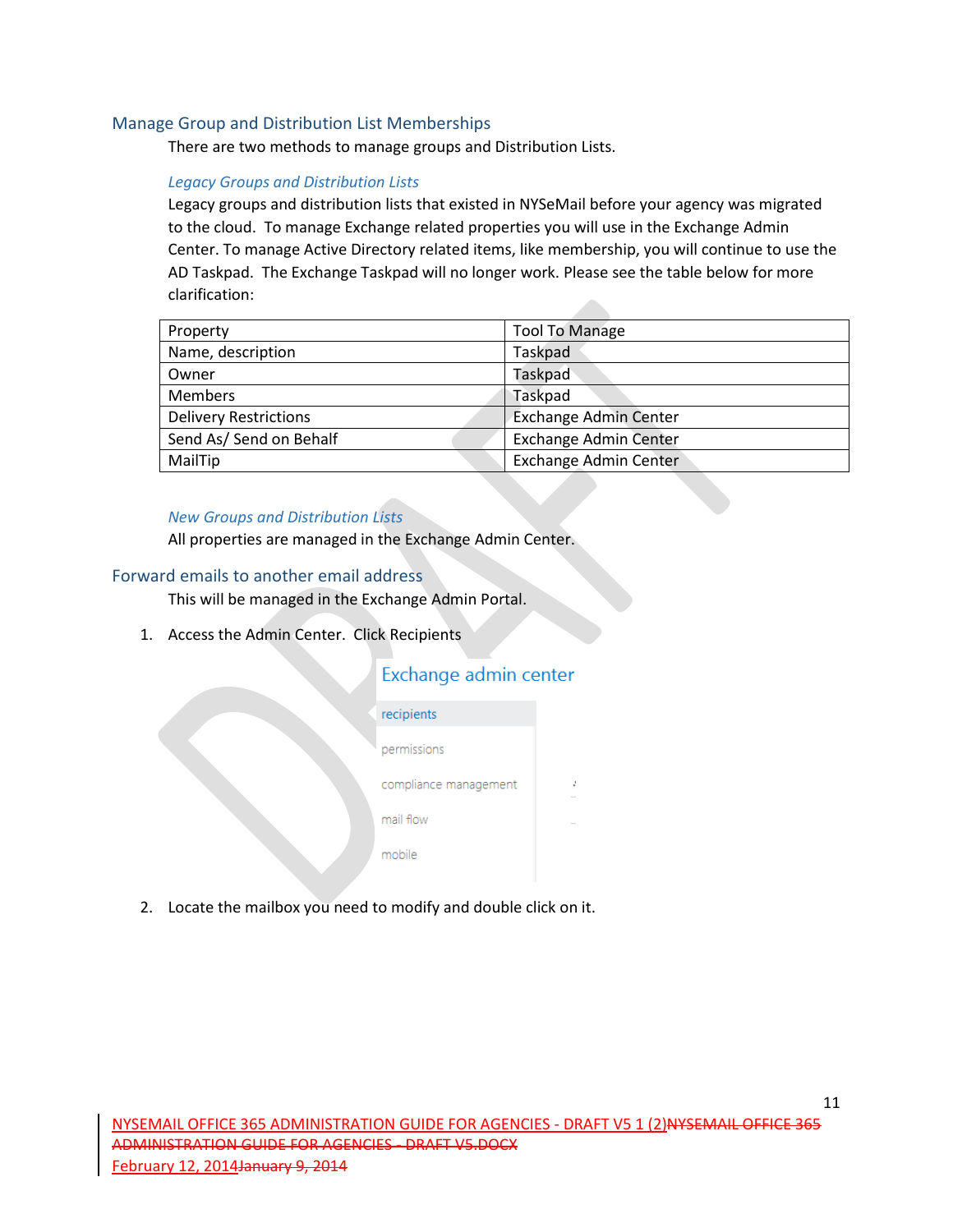## Manage Group and Distribution List Memberships

There are two methods to manage groups and Distribution Lists.

### *Legacy Groups and Distribution Lists*

Legacy groups and distribution lists that existed in NYSeMail before your agency was migrated to the cloud. To manage Exchange related properties you will use in the Exchange Admin Center. To manage Active Directory related items, like membership, you will continue to use the AD Taskpad. The Exchange Taskpad will no longer work. Please see the table below for more clarification:

| Property | Tool To Manage |
| --- | --- |
| Name, description | Taskpad |
| Owner | Taskpad |
| Members | Taskpad |
| Delivery Restrictions | Exchange Admin Center |
| Send As/ Send on Behalf | Exchange Admin Center |
| MailTip | Exchange Admin Center |

### *New Groups and Distribution Lists*

All properties are managed in the Exchange Admin Center.

## Forward emails to another email address

This will be managed in the Exchange Admin Portal.

1. Access the Admin Center. Click Recipients

Exchange admin center

recipients

permissions

compliance management

mail flow

mobile

2. Locate the mailbox you need to modify and double click on it.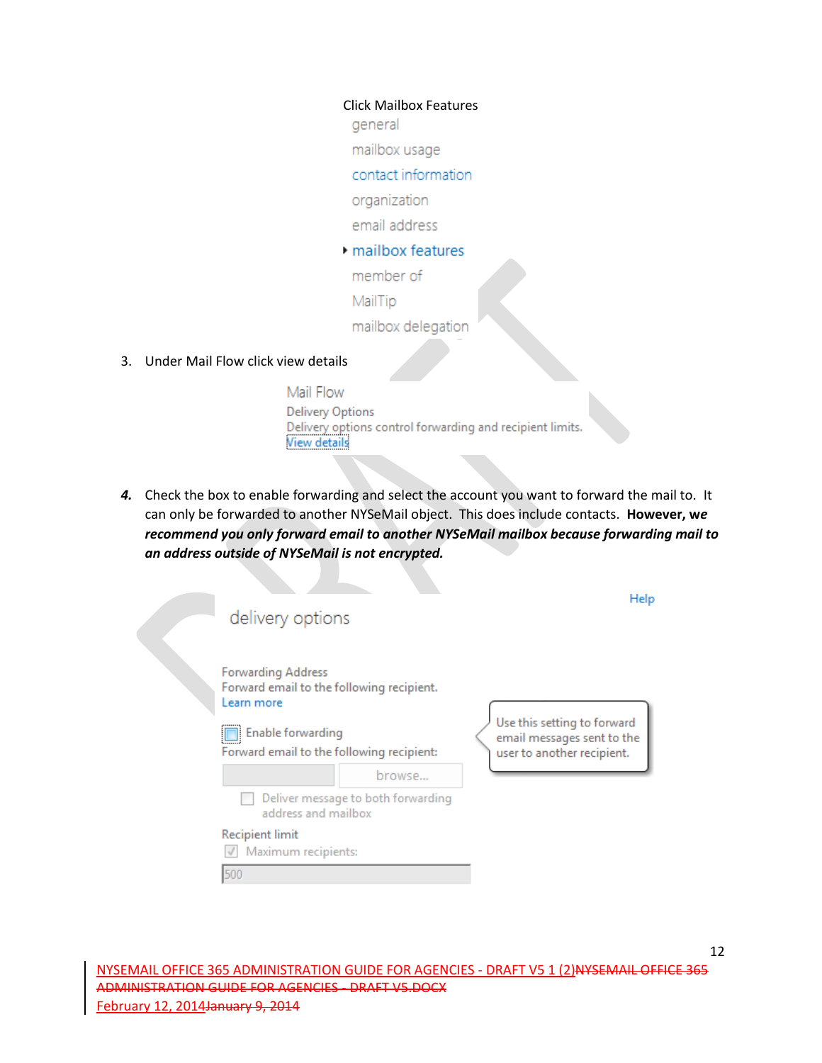Click Mailbox Features

general

mailbox usage

contact information

organization

email address

mailbox features

member of

MailTip

mailbox delegation

3. Under Mail Flow click view details

Mail Flow

Delivery Options

Delivery options control forwarding and recipient limits.

View details

4. Check the box to enable forwarding and select the account you want to forward the mail to. It can only be forwarded to another NYSeMail object. This does include contacts. **However, we *recommend you only forward email to another NYSeMail mailbox because forwarding mail to an address outside of NYSeMail is not encrypted.***

Help

delivery options

Forwarding Address

Forward email to the following recipient.

Learn more

Enable forwarding

Forward email to the following recipient:

browse...

Deliver message to both forwarding address and mailbox

Recipient limit

Maximum recipients:

500

Use this setting to forward email messages sent to the user to another recipient.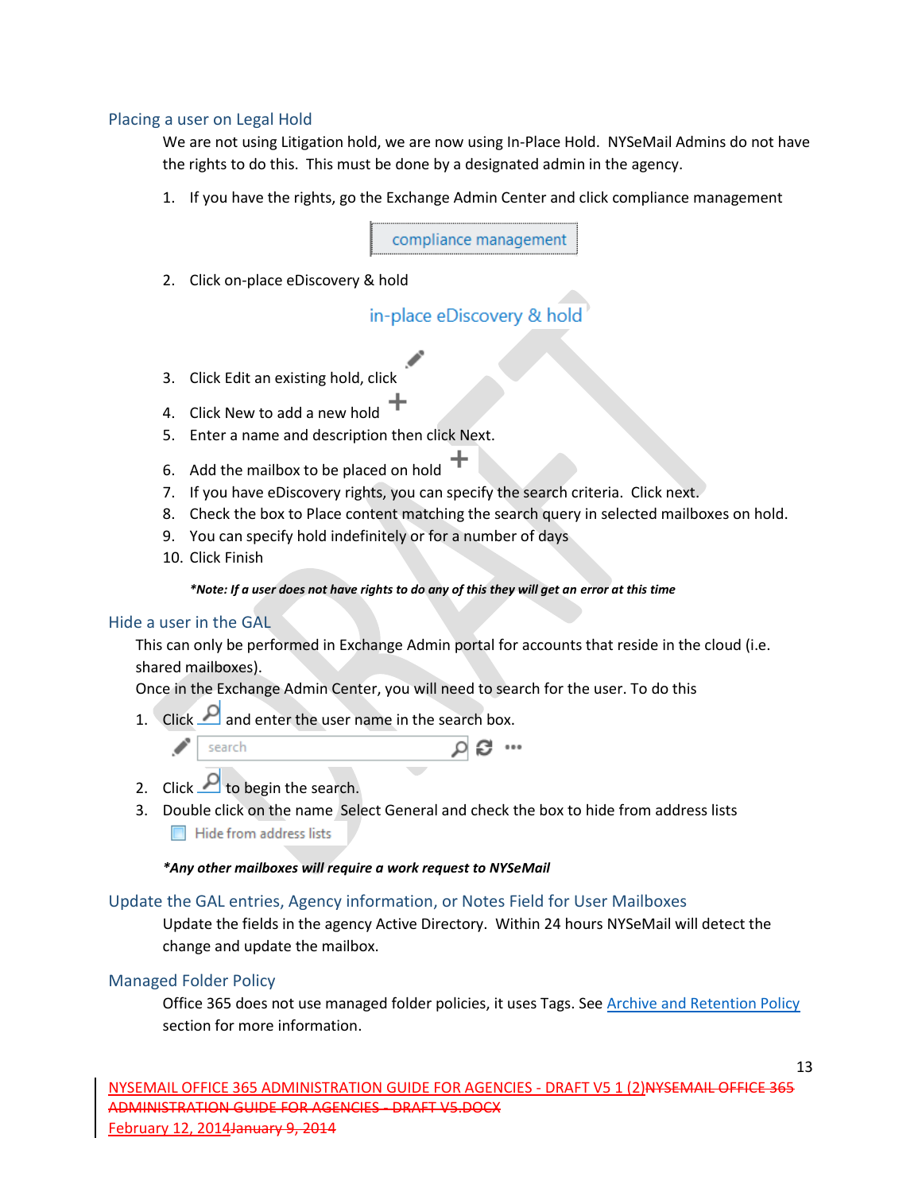## Placing a user on Legal Hold

We are not using Litigation hold, we are now using In-Place Hold. NYSeMail Admins do not have the rights to do this. This must be done by a designated admin in the agency.

1. If you have the rights, go the Exchange Admin Center and click compliance management

   compliance management

2. Click on-place eDiscovery & hold

   in-place eDiscovery & hold

3. Click Edit an existing hold, click
4. Click New to add a new hold
5. Enter a name and description then click Next.
6. Add the mailbox to be placed on hold
7. If you have eDiscovery rights, you can specify the search criteria. Click next.
8. Check the box to Place content matching the search query in selected mailboxes on hold.
9. You can specify hold indefinitely or for a number of days
10. Click Finish

***Note: If a user does not have rights to do any of this they will get an error at this time***

## Hide a user in the GAL

This can only be performed in Exchange Admin portal for accounts that reside in the cloud (i.e. shared mailboxes).

Once in the Exchange Admin Center, you will need to search for the user. To do this

1. Click and enter the user name in the search box.

   search

2. Click to begin the search.
3. Double click on the name Select General and check the box to hide from address lists

   Hide from address lists

***Any other mailboxes will require a work request to NYSeMail***

## Update the GAL entries, Agency information, or Notes Field for User Mailboxes

Update the fields in the agency Active Directory. Within 24 hours NYSeMail will detect the change and update the mailbox.

## Managed Folder Policy

Office 365 does not use managed folder policies, it uses Tags. See Archive and Retention Policy section for more information.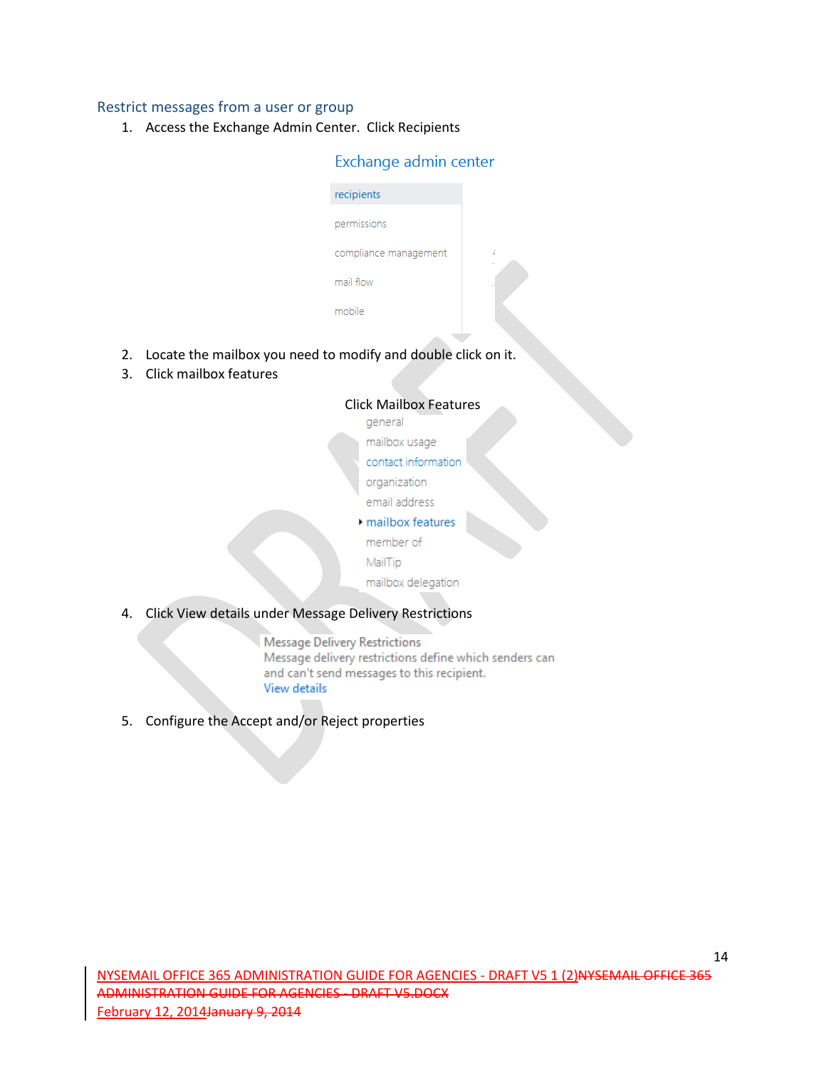## Restrict messages from a user or group

1. Access the Exchange Admin Center. Click Recipients

   Exchange admin center

   recipients

   permissions

   compliance management

   mail flow

   mobile

2. Locate the mailbox you need to modify and double click on it.
3. Click mailbox features

   Click Mailbox Features

   general

   mailbox usage

   contact information

   organization

   email address

   mailbox features

   member of

   MailTip

   mailbox delegation

4. Click View details under Message Delivery Restrictions

   Message Delivery Restrictions

   Message delivery restrictions define which senders can and can't send messages to this recipient.

   View details

5. Configure the Accept and/or Reject properties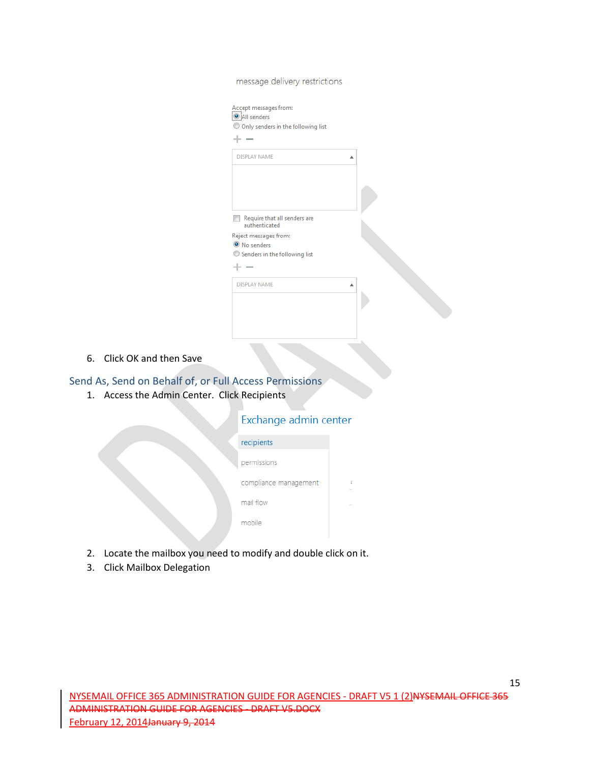message delivery restrictions

Accept messages from:

- All senders
- Only senders in the following list

DISPLAY NAME

Require that all senders are authenticated

Reject messages from:

- No senders
- Senders in the following list

DISPLAY NAME

6. Click OK and then Save

## Send As, Send on Behalf of, or Full Access Permissions

1. Access the Admin Center. Click Recipients

Exchange admin center

recipients

permissions

compliance management

mail flow

mobile

2. Locate the mailbox you need to modify and double click on it.
3. Click Mailbox Delegation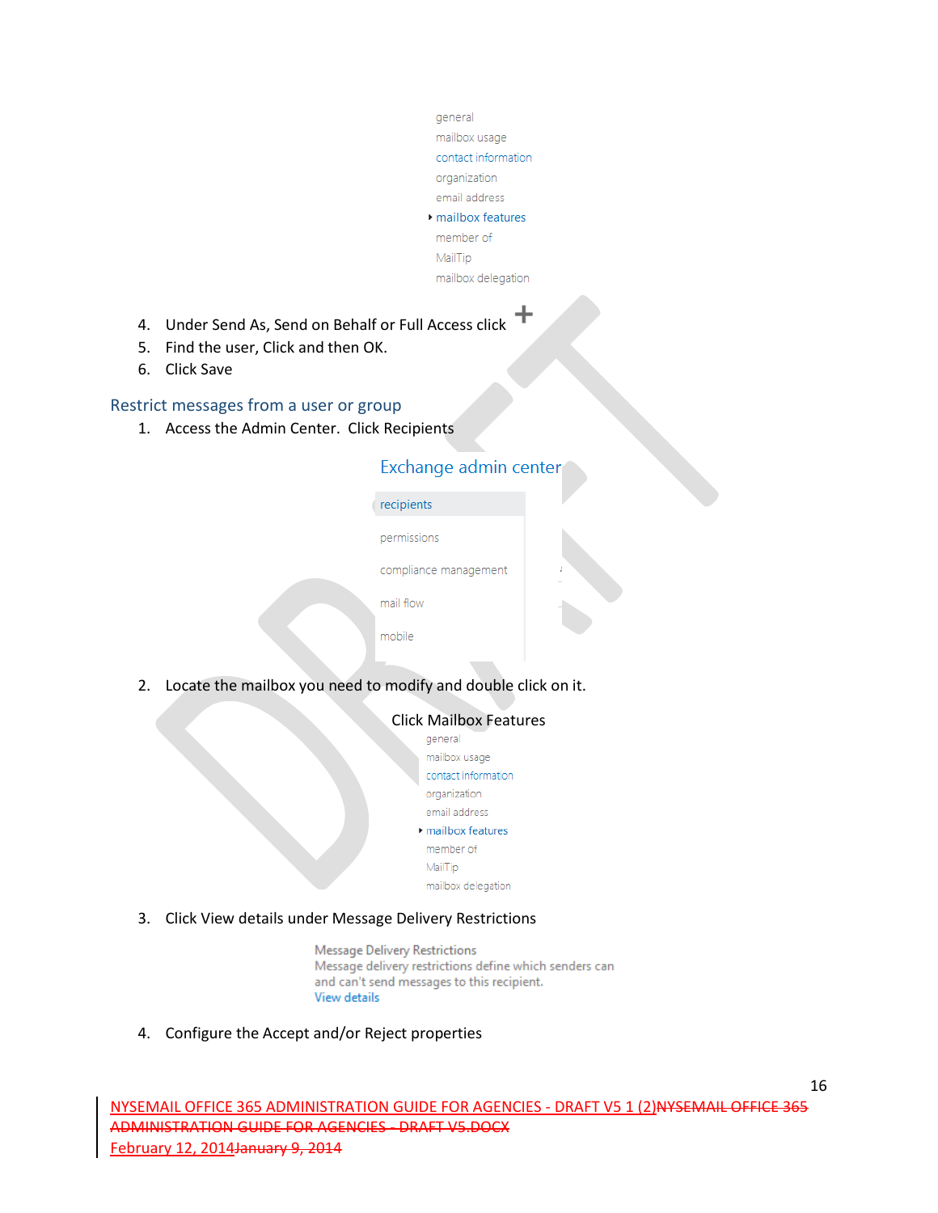general
mailbox usage
contact information
organization
email address
▸ mailbox features
member of
MailTip
mailbox delegation

4. Under Send As, Send on Behalf or Full Access click +
5. Find the user, Click and then OK.
6. Click Save

## Restrict messages from a user or group

1. Access the Admin Center. Click Recipients

Exchange admin center

recipients
permissions
compliance management
mail flow
mobile

2. Locate the mailbox you need to modify and double click on it.

Click Mailbox Features

general
mailbox usage
contact information
organization
email address
▸ mailbox features
member of
MailTip
mailbox delegation

3. Click View details under Message Delivery Restrictions

Message Delivery Restrictions
Message delivery restrictions define which senders can and can't send messages to this recipient.
View details

4. Configure the Accept and/or Reject properties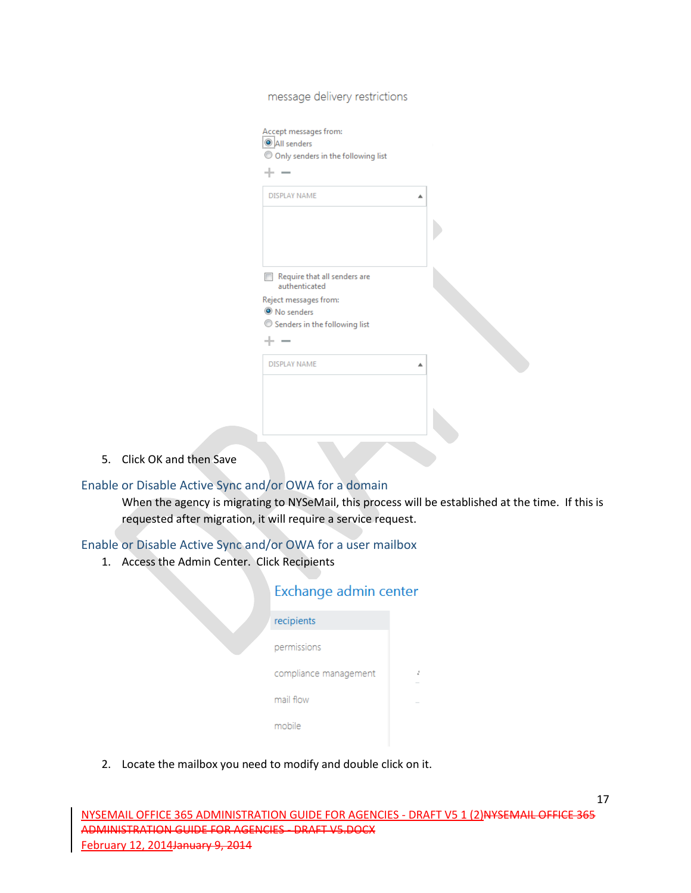message delivery restrictions

Accept messages from:

- All senders
- Only senders in the following list

DISPLAY NAME

Require that all senders are authenticated

Reject messages from:

- No senders
- Senders in the following list

DISPLAY NAME

5. Click OK and then Save

## Enable or Disable Active Sync and/or OWA for a domain

When the agency is migrating to NYSeMail, this process will be established at the time. If this is requested after migration, it will require a service request.

## Enable or Disable Active Sync and/or OWA for a user mailbox

1. Access the Admin Center. Click Recipients

Exchange admin center

recipients

permissions

compliance management

mail flow

mobile

2. Locate the mailbox you need to modify and double click on it.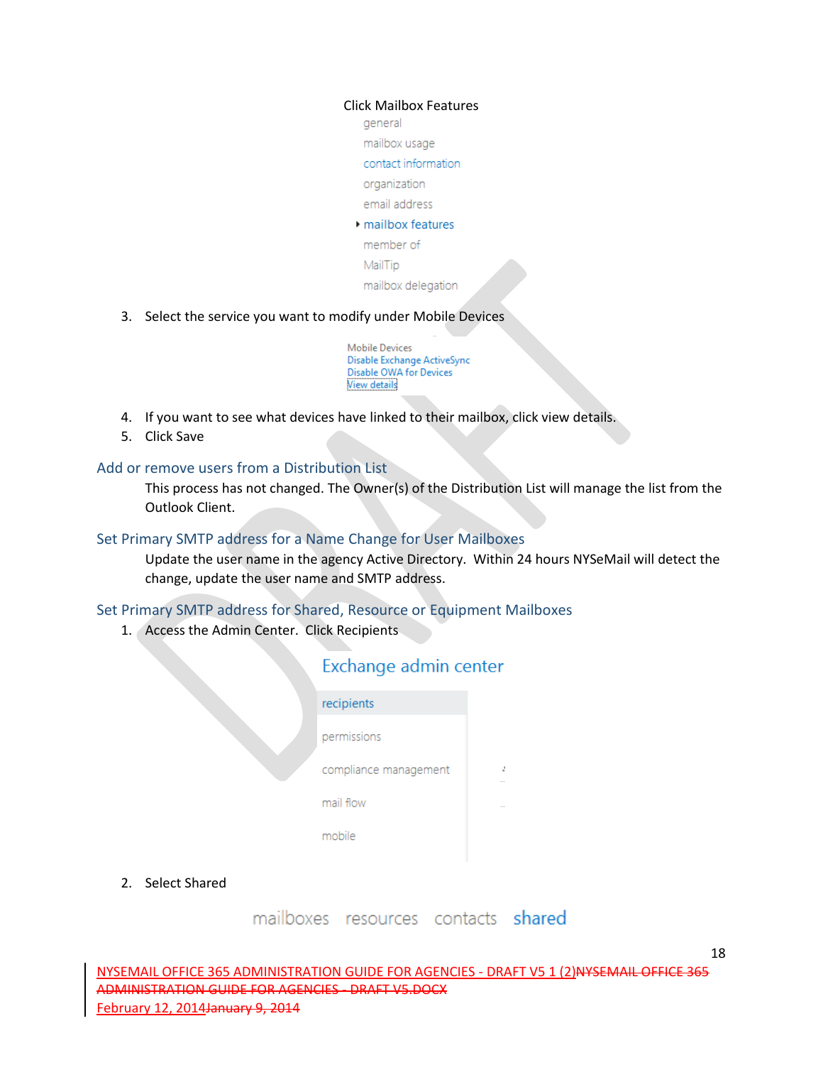Click Mailbox Features

general

mailbox usage

contact information

organization

email address

mailbox features

member of

MailTip

mailbox delegation

3. Select the service you want to modify under Mobile Devices

Mobile Devices
Disable Exchange ActiveSync
Disable OWA for Devices
View details

4. If you want to see what devices have linked to their mailbox, click view details.
5. Click Save

## Add or remove users from a Distribution List

This process has not changed. The Owner(s) of the Distribution List will manage the list from the Outlook Client.

## Set Primary SMTP address for a Name Change for User Mailboxes

Update the user name in the agency Active Directory. Within 24 hours NYSeMail will detect the change, update the user name and SMTP address.

## Set Primary SMTP address for Shared, Resource or Equipment Mailboxes

1. Access the Admin Center. Click Recipients

Exchange admin center

recipients

permissions

compliance management

mail flow

mobile

2. Select Shared

mailboxes resources contacts shared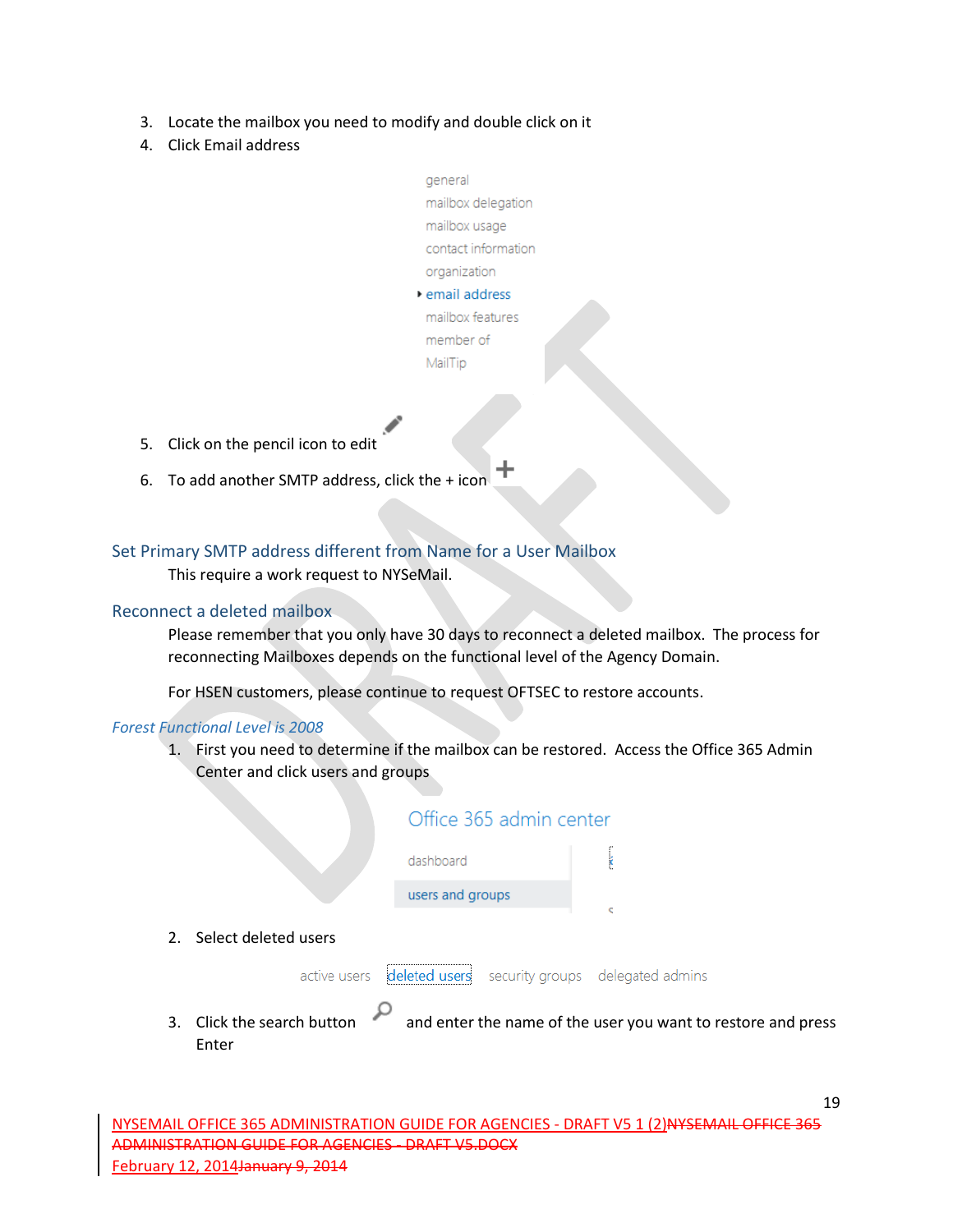3. Locate the mailbox you need to modify and double click on it
4. Click Email address

general
mailbox delegation
mailbox usage
contact information
organization
email address
mailbox features
member of
MailTip

5. Click on the pencil icon to edit
6. To add another SMTP address, click the + icon

## Set Primary SMTP address different from Name for a User Mailbox

This require a work request to NYSeMail.

## Reconnect a deleted mailbox

Please remember that you only have 30 days to reconnect a deleted mailbox. The process for reconnecting Mailboxes depends on the functional level of the Agency Domain.

For HSEN customers, please continue to request OFTSEC to restore accounts.

### *Forest Functional Level is 2008*

1. First you need to determine if the mailbox can be restored. Access the Office 365 Admin Center and click users and groups

Office 365 admin center
dashboard
users and groups

2. Select deleted users

active users   deleted users   security groups   delegated admins

3. Click the search button and enter the name of the user you want to restore and press Enter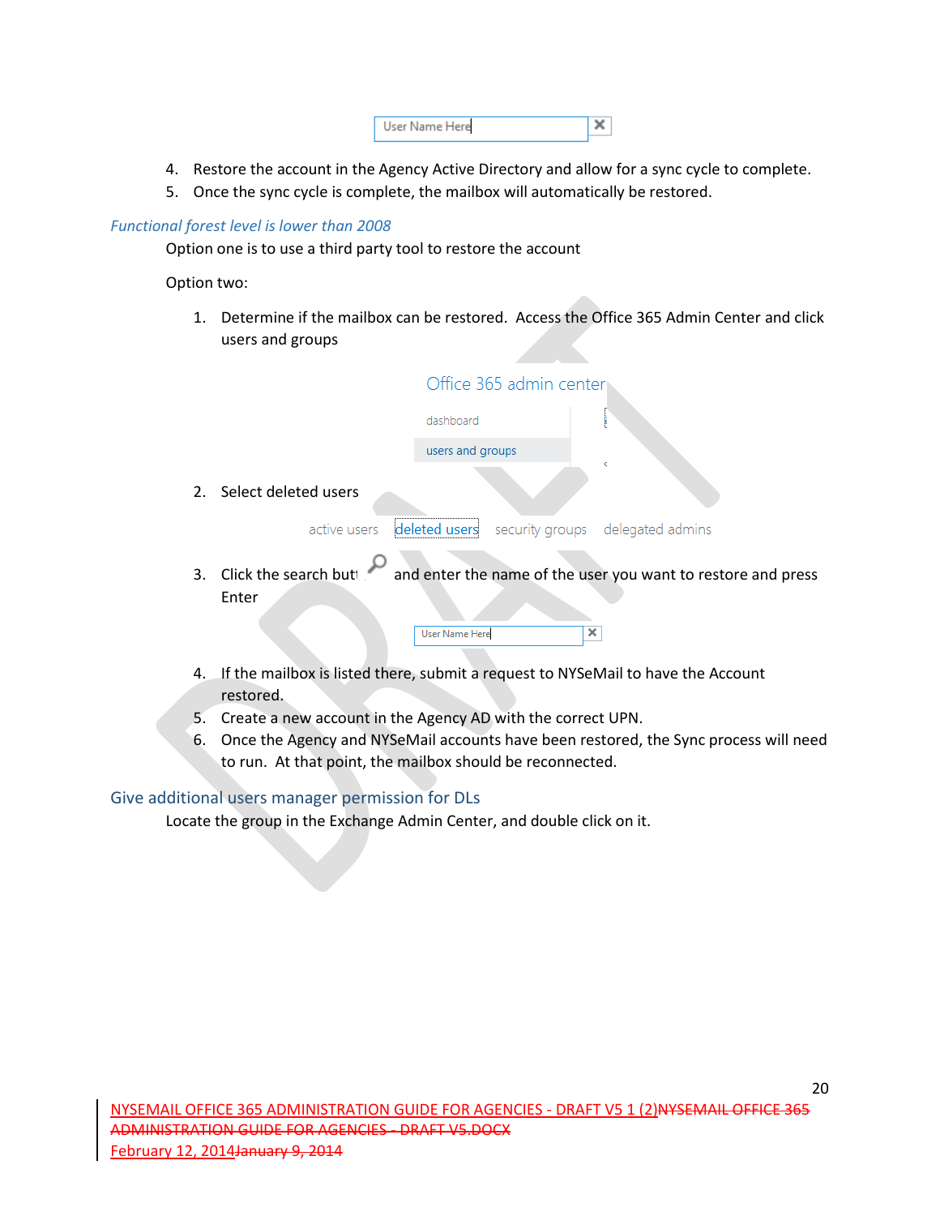4. Restore the account in the Agency Active Directory and allow for a sync cycle to complete.
5. Once the sync cycle is complete, the mailbox will automatically be restored.

### *Functional forest level is lower than 2008*

Option one is to use a third party tool to restore the account

Option two:

1. Determine if the mailbox can be restored. Access the Office 365 Admin Center and click users and groups
2. Select deleted users
3. Click the search button and enter the name of the user you want to restore and press Enter
4. If the mailbox is listed there, submit a request to NYSeMail to have the Account restored.
5. Create a new account in the Agency AD with the correct UPN.
6. Once the Agency and NYSeMail accounts have been restored, the Sync process will need to run. At that point, the mailbox should be reconnected.

## Give additional users manager permission for DLs

Locate the group in the Exchange Admin Center, and double click on it.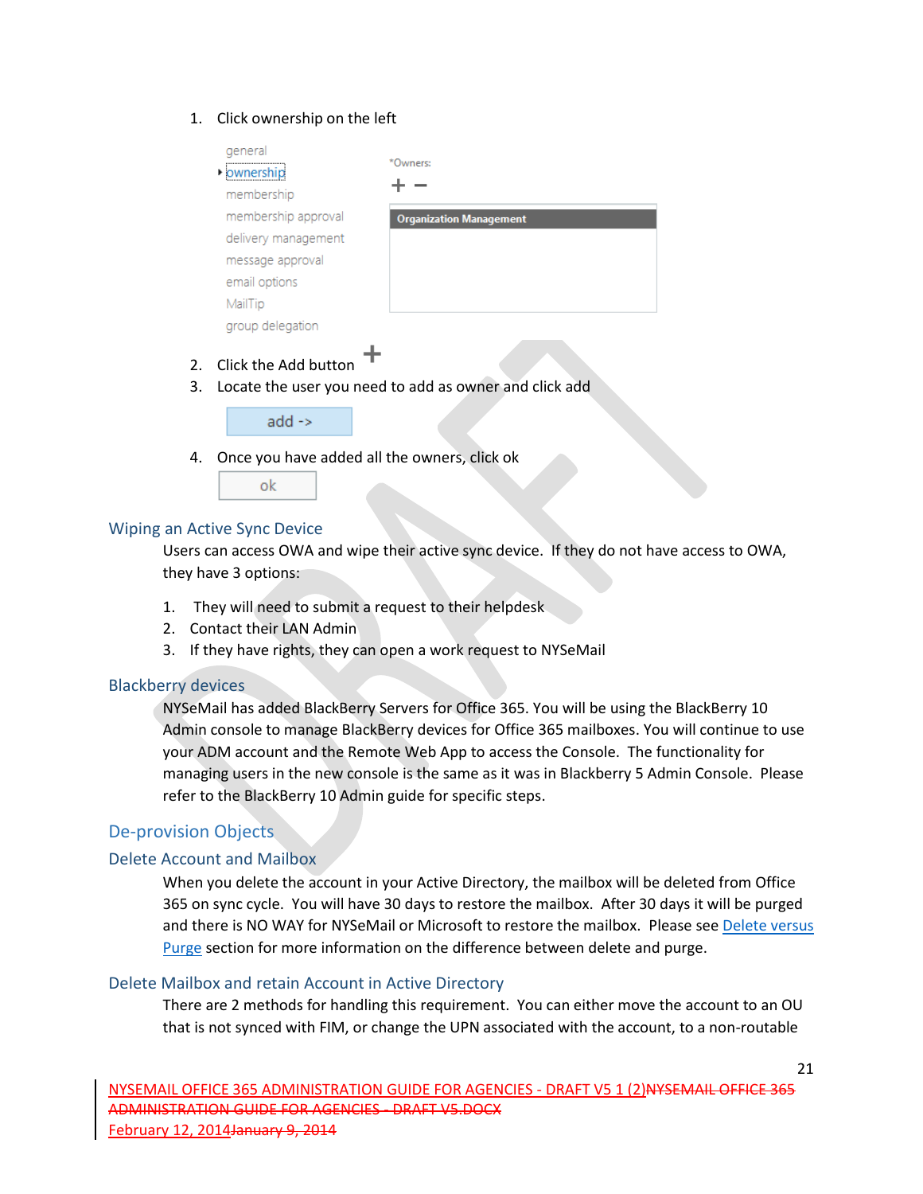1. Click ownership on the left

general
ownership
membership
membership approval
delivery management
message approval
email options
MailTip
group delegation

*Owners:

Organization Management

2. Click the Add button
3. Locate the user you need to add as owner and click add

add ->

4. Once you have added all the owners, click ok

ok

## Wiping an Active Sync Device

Users can access OWA and wipe their active sync device. If they do not have access to OWA, they have 3 options:

1. They will need to submit a request to their helpdesk
2. Contact their LAN Admin
3. If they have rights, they can open a work request to NYSeMail

## Blackberry devices

NYSeMail has added BlackBerry Servers for Office 365. You will be using the BlackBerry 10 Admin console to manage BlackBerry devices for Office 365 mailboxes. You will continue to use your ADM account and the Remote Web App to access the Console. The functionality for managing users in the new console is the same as it was in Blackberry 5 Admin Console. Please refer to the BlackBerry 10 Admin guide for specific steps.

# De-provision Objects

## Delete Account and Mailbox

When you delete the account in your Active Directory, the mailbox will be deleted from Office 365 on sync cycle. You will have 30 days to restore the mailbox. After 30 days it will be purged and there is NO WAY for NYSeMail or Microsoft to restore the mailbox. Please see Delete versus Purge section for more information on the difference between delete and purge.

## Delete Mailbox and retain Account in Active Directory

There are 2 methods for handling this requirement. You can either move the account to an OU that is not synced with FIM, or change the UPN associated with the account, to a non-routable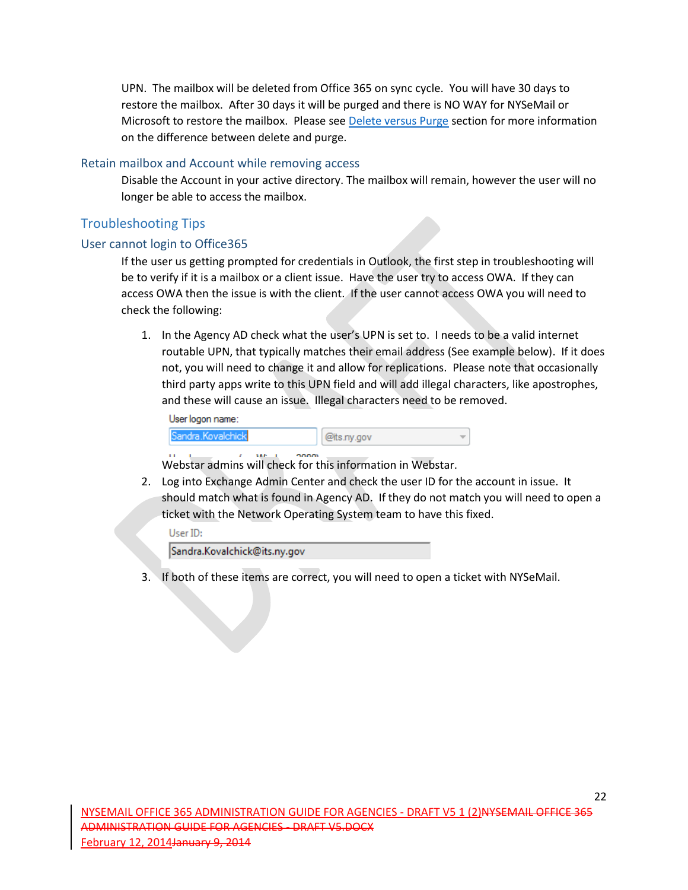UPN. The mailbox will be deleted from Office 365 on sync cycle. You will have 30 days to restore the mailbox. After 30 days it will be purged and there is NO WAY for NYSeMail or Microsoft to restore the mailbox. Please see Delete versus Purge section for more information on the difference between delete and purge.

### Retain mailbox and Account while removing access

Disable the Account in your active directory. The mailbox will remain, however the user will no longer be able to access the mailbox.

## Troubleshooting Tips

### User cannot login to Office365

If the user us getting prompted for credentials in Outlook, the first step in troubleshooting will be to verify if it is a mailbox or a client issue. Have the user try to access OWA. If they can access OWA then the issue is with the client. If the user cannot access OWA you will need to check the following:

1. In the Agency AD check what the user's UPN is set to. I needs to be a valid internet routable UPN, that typically matches their email address (See example below). If it does not, you will need to change it and allow for replications. Please note that occasionally third party apps write to this UPN field and will add illegal characters, like apostrophes, and these will cause an issue. Illegal characters need to be removed.

   User logon name:
   Sandra.Kovalchick @its.ny.gov

   Webstar admins will check for this information in Webstar.
2. Log into Exchange Admin Center and check the user ID for the account in issue. It should match what is found in Agency AD. If they do not match you will need to open a ticket with the Network Operating System team to have this fixed.

   User ID:
   Sandra.Kovalchick@its.ny.gov
3. If both of these items are correct, you will need to open a ticket with NYSeMail.